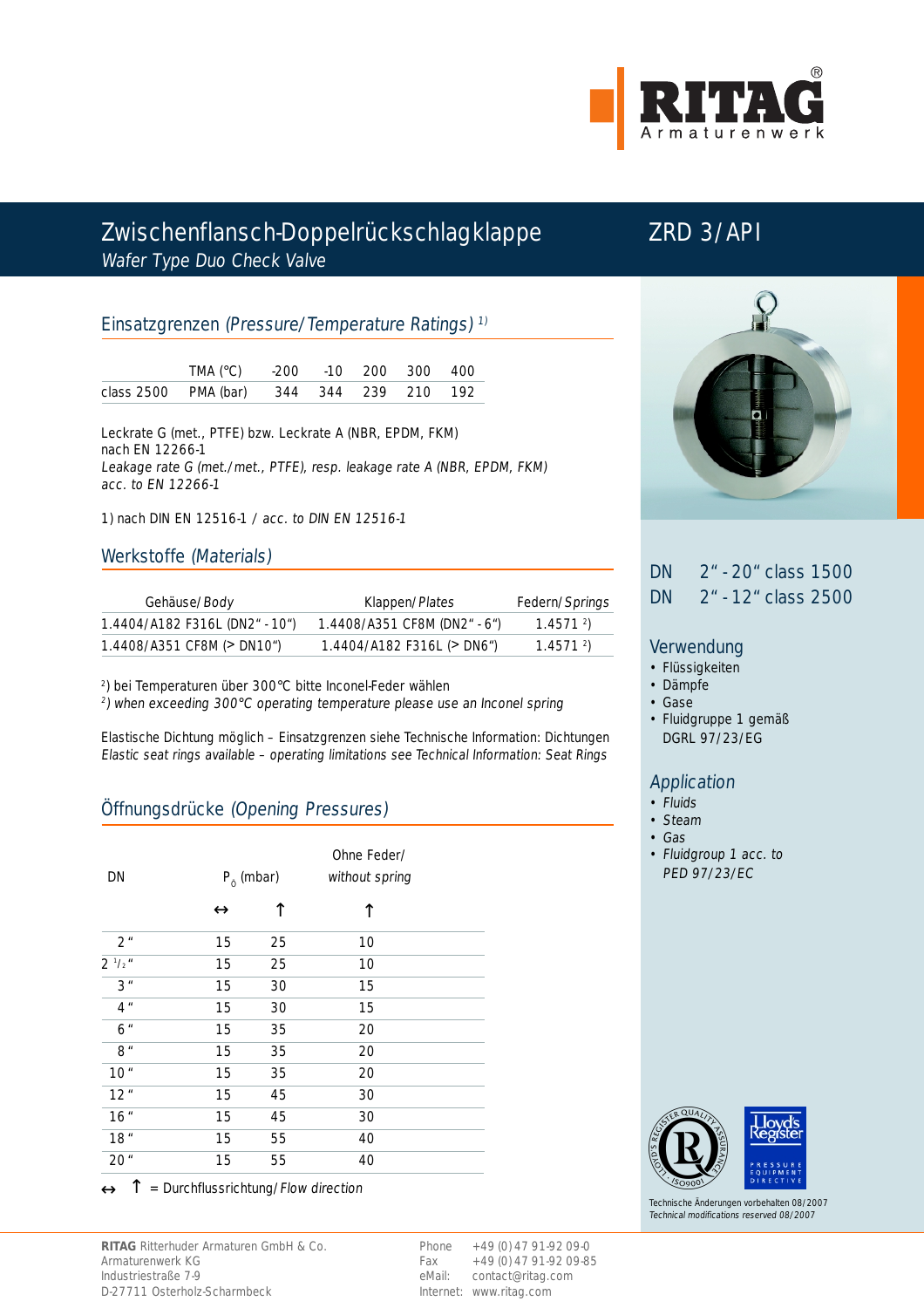# Zwischenflansch-Doppelrückschlagklappe

*Wafer Type Duo Check Valve*

## ZRD 3/API

## Einsatzgrenzen *(Pressure/Temperature Ratings)* [1)]

| | TMA (°C) | -200 | -10 | 200 | 300 | 400 |
|---|---|---|---|---|---|---|
| class 2500 | PMA (bar) | 344 | 344 | 239 | 210 | 192 |

Leckrate G (met., PTFE) bzw. Leckrate A (NBR, EPDM, FKM)
nach EN 12266-1
*Leakage rate G (met./met., PTFE), resp. leakage rate A (NBR, EPDM, FKM)*
*acc. to EN 12266-1*

1) nach DIN EN 12516-1 / *acc. to DIN EN 12516-1*

## Werkstoffe *(Materials)*

| Gehäuse/*Body* | Klappen/*Plates* | Federn/*Springs* |
|---|---|---|
| 1.4404/A182 F316L (DN2" - 10") | 1.4408/A351 CF8M (DN2" - 6") | 1.4571 [2)] |
| 1.4408/A351 CF8M (> DN10") | 1.4404/A182 F316L (> DN6") | 1.4571 [2)] |

[2)] bei Temperaturen über 300°C bitte Inconel-Feder wählen
[2)] *when exceeding 300°C operating temperature please use an Inconel spring*

Elastische Dichtung möglich – Einsatzgrenzen siehe Technische Information: Dichtungen
*Elastic seat rings available – operating limitations see Technical Information: Seat Rings*

## Öffnungsdrücke *(Opening Pressures)*

| DN | $P_0$ (mbar) ↔ | $P_0$ (mbar) ↑ | Ohne Feder/*without spring* ↑ |
|---|---|---|---|
| 2" | 15 | 25 | 10 |
| 2 ½" | 15 | 25 | 10 |
| 3" | 15 | 30 | 15 |
| 4" | 15 | 30 | 15 |
| 6" | 15 | 35 | 20 |
| 8" | 15 | 35 | 20 |
| 10" | 15 | 35 | 20 |
| 12" | 15 | 45 | 30 |
| 16" | 15 | 45 | 30 |
| 18" | 15 | 55 | 40 |
| 20" | 15 | 55 | 40 |

↔ ↑ = Durchflussrichtung/*Flow direction*

DN 2" - 20" class 1500
DN 2" - 12" class 2500

## Verwendung

- Flüssigkeiten
- Dämpfe
- Gase
- Fluidgruppe 1 gemäß DGRL 97/23/EG

## *Application*

- *Fluids*
- *Steam*
- *Gas*
- *Fluidgroup 1 acc. to PED 97/23/EC*

Technische Änderungen vorbehalten 08/2007
*Technical modifications reserved 08/2007*

**RITAG** Ritterhuder Armaturen GmbH & Co.
Armaturenwerk KG
Industriestraße 7-9
D-27711 Osterholz-Scharmbeck

Phone +49 (0)47 91-92 09-0
Fax +49 (0)47 91-92 09-85
eMail: contact@ritag.com
Internet: www.ritag.com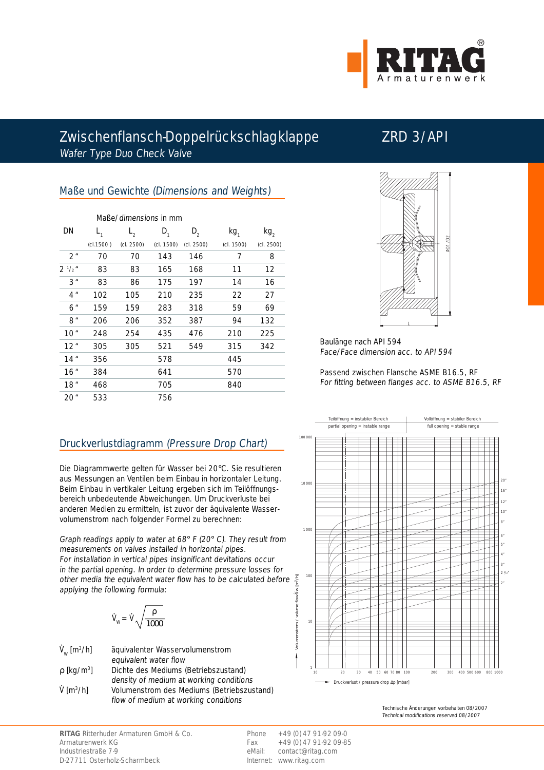RITAG® Armaturenwerk

# Zwischenflansch-Doppelrückschlagklappe

*Wafer Type Duo Check Valve*

ZRD 3/API

## Maße und Gewichte *(Dimensions and Weights)*

| DN | $L_1$ (cl.1500) | $L_2$ (cl. 2500) | $D_1$ (cl. 1500) | $D_2$ (cl. 2500) | $kg_1$ (cl. 1500) | $kg_2$ (cl. 2500) |
|---|---|---|---|---|---|---|
| | Maße/*dimensions* in mm | | | | | |
| 2" | 70 | 70 | 143 | 146 | 7 | 8 |
| 2 ½" | 83 | 83 | 165 | 168 | 11 | 12 |
| 3" | 83 | 86 | 175 | 197 | 14 | 16 |
| 4" | 102 | 105 | 210 | 235 | 22 | 27 |
| 6" | 159 | 159 | 283 | 318 | 59 | 69 |
| 8" | 206 | 206 | 352 | 387 | 94 | 132 |
| 10" | 248 | 254 | 435 | 476 | 210 | 225 |
| 12" | 305 | 305 | 521 | 549 | 315 | 342 |
| 14" | 356 | | 578 | | 445 | |
| 16" | 384 | | 641 | | 570 | |
| 18" | 468 | | 705 | | 840 | |
| 20" | 533 | | 756 | | | |

Ø D1 / D2

L

Baulänge nach API 594
*Face/Face dimension acc. to API 594*

Passend zwischen Flansche ASME B16.5, RF
*For fitting between flanges acc. to ASME B16.5, RF*

## Druckverlustdiagramm *(Pressure Drop Chart)*

Die Diagrammwerte gelten für Wasser bei 20°C. Sie resultieren aus Messungen an Ventilen beim Einbau in horizontaler Leitung. Beim Einbau in vertikaler Leitung ergeben sich im Teilöffnungsbereich unbedeutende Abweichungen. Um Druckverluste bei anderen Medien zu ermitteln, ist zuvor der äquivalente Wasservolumenstrom nach folgender Formel zu berechnen:

*Graph readings apply to water at 68° F (20° C). They result from measurements on valves installed in horizontal pipes. For installation in vertical pipes insignificant devitations occur in the partial opening. In order to determine pressure losses for other media the equivalent water flow has to be calculated before applying the following formula:*

$$\dot{V}_W = \dot{V}\sqrt{\frac{\rho}{1000}}$$

$\dot{V}_W$ [m³/h] — äquivalenter Wasservolumenstrom / *equivalent water flow*

$\rho$ [kg/m³] — Dichte des Mediums (Betriebszustand) / *density of medium at working conditions*

$\dot{V}$ [m³/h] — Volumenstrom des Mediums (Betriebszustand) / *flow of medium at working conditions*

Teilöffnung = instabiler Bereich
partial opening = instable range

Vollöffnung = stabiler Bereich
full opening = stable range

100 000
10 000
1 000
100
10
1

20"
16"
12"
10"
8"
6"
5"
4"
3"
2 ½"
2"

Volumenstrom / volume flow $\dot{V}_W$ [m³/h]

10 20 30 40 50 60 70 80 100 200 300 400 500 600 800 1000

Druckverlust / pressure drop Δp [mbar]

Technische Änderungen vorbehalten 08/2007
*Technical modifications reserved 08/2007*

**RITAG** Ritterhuder Armaturen GmbH & Co.
Armaturenwerk KG
Industriestraße 7-9
D-27711 Osterholz-Scharmbeck

Phone +49 (0) 47 91-92 09-0
Fax +49 (0) 47 91-92 09-85
eMail: contact@ritag.com
Internet: www.ritag.com